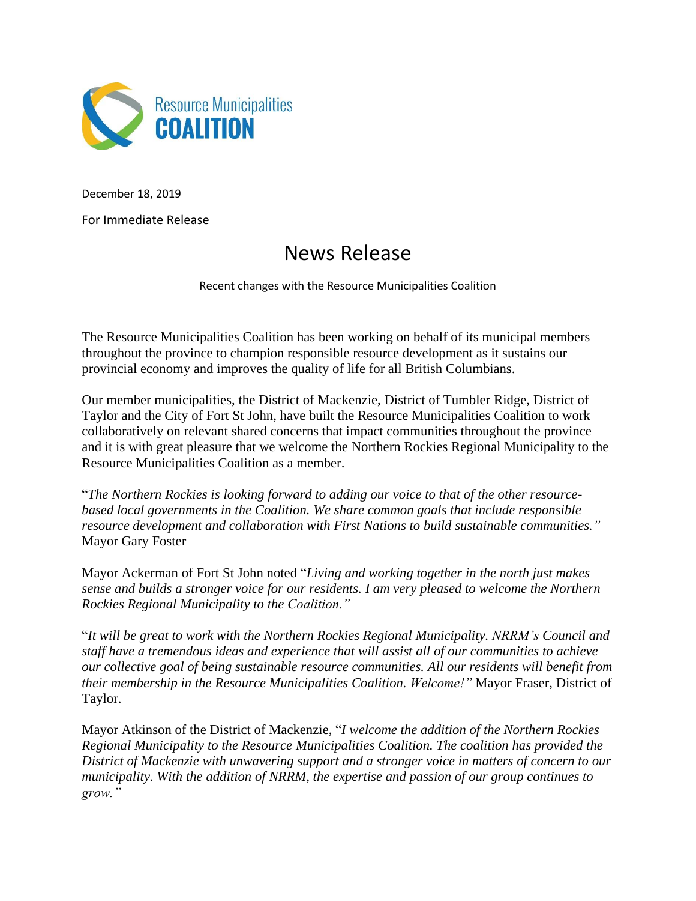Resource Municipalities **COALITION**

December 18, 2019

For Immediate Release

# News Release

Recent changes with the Resource Municipalities Coalition

The Resource Municipalities Coalition has been working on behalf of its municipal members throughout the province to champion responsible resource development as it sustains our provincial economy and improves the quality of life for all British Columbians.

Our member municipalities, the District of Mackenzie, District of Tumbler Ridge, District of Taylor and the City of Fort St John, have built the Resource Municipalities Coalition to work collaboratively on relevant shared concerns that impact communities throughout the province and it is with great pleasure that we welcome the Northern Rockies Regional Municipality to the Resource Municipalities Coalition as a member.

"*The Northern Rockies is looking forward to adding our voice to that of the other resource-based local governments in the Coalition. We share common goals that include responsible resource development and collaboration with First Nations to build sustainable communities."* Mayor Gary Foster

Mayor Ackerman of Fort St John noted "*Living and working together in the north just makes sense and builds a stronger voice for our residents. I am very pleased to welcome the Northern Rockies Regional Municipality to the Coalition."*

"*It will be great to work with the Northern Rockies Regional Municipality. NRRM's Council and staff have a tremendous ideas and experience that will assist all of our communities to achieve our collective goal of being sustainable resource communities. All our residents will benefit from their membership in the Resource Municipalities Coalition. Welcome!"* Mayor Fraser, District of Taylor.

Mayor Atkinson of the District of Mackenzie, "*I welcome the addition of the Northern Rockies Regional Municipality to the Resource Municipalities Coalition. The coalition has provided the District of Mackenzie with unwavering support and a stronger voice in matters of concern to our municipality. With the addition of NRRM, the expertise and passion of our group continues to grow."*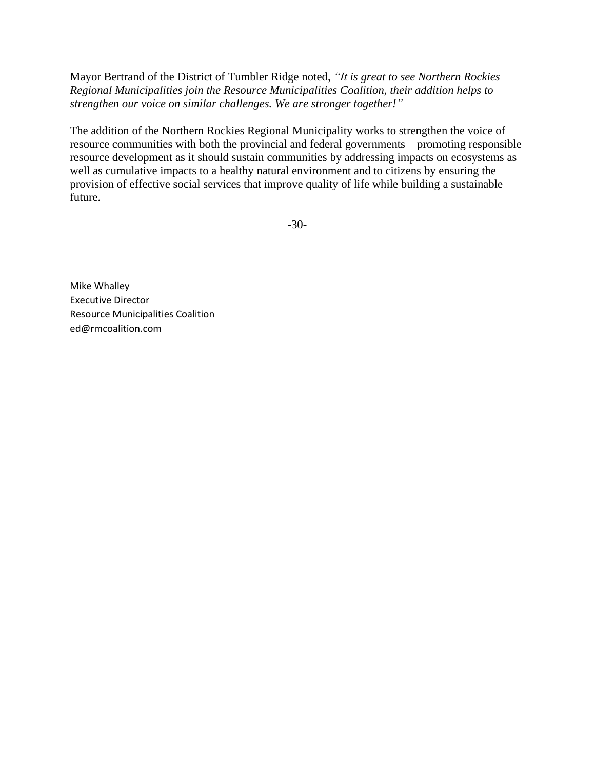Mayor Bertrand of the District of Tumbler Ridge noted, *"It is great to see Northern Rockies Regional Municipalities join the Resource Municipalities Coalition, their addition helps to strengthen our voice on similar challenges. We are stronger together!"*

The addition of the Northern Rockies Regional Municipality works to strengthen the voice of resource communities with both the provincial and federal governments – promoting responsible resource development as it should sustain communities by addressing impacts on ecosystems as well as cumulative impacts to a healthy natural environment and to citizens by ensuring the provision of effective social services that improve quality of life while building a sustainable future.

-30-

Mike Whalley
Executive Director
Resource Municipalities Coalition
ed@rmcoalition.com